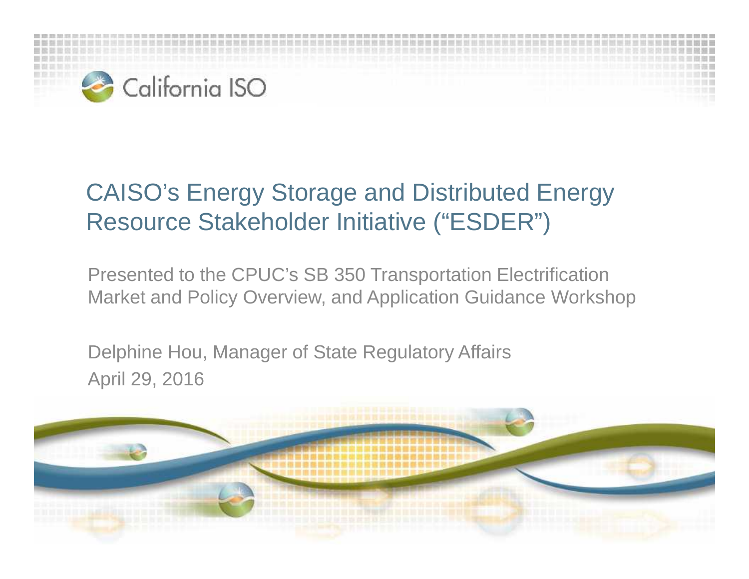California ISO

# CAISO's Energy Storage and Distributed Energy Resource Stakeholder Initiative ("ESDER")

Presented to the CPUC's SB 350 Transportation Electrification Market and Policy Overview, and Application Guidance Workshop

Delphine Hou, Manager of State Regulatory Affairs

April 29, 2016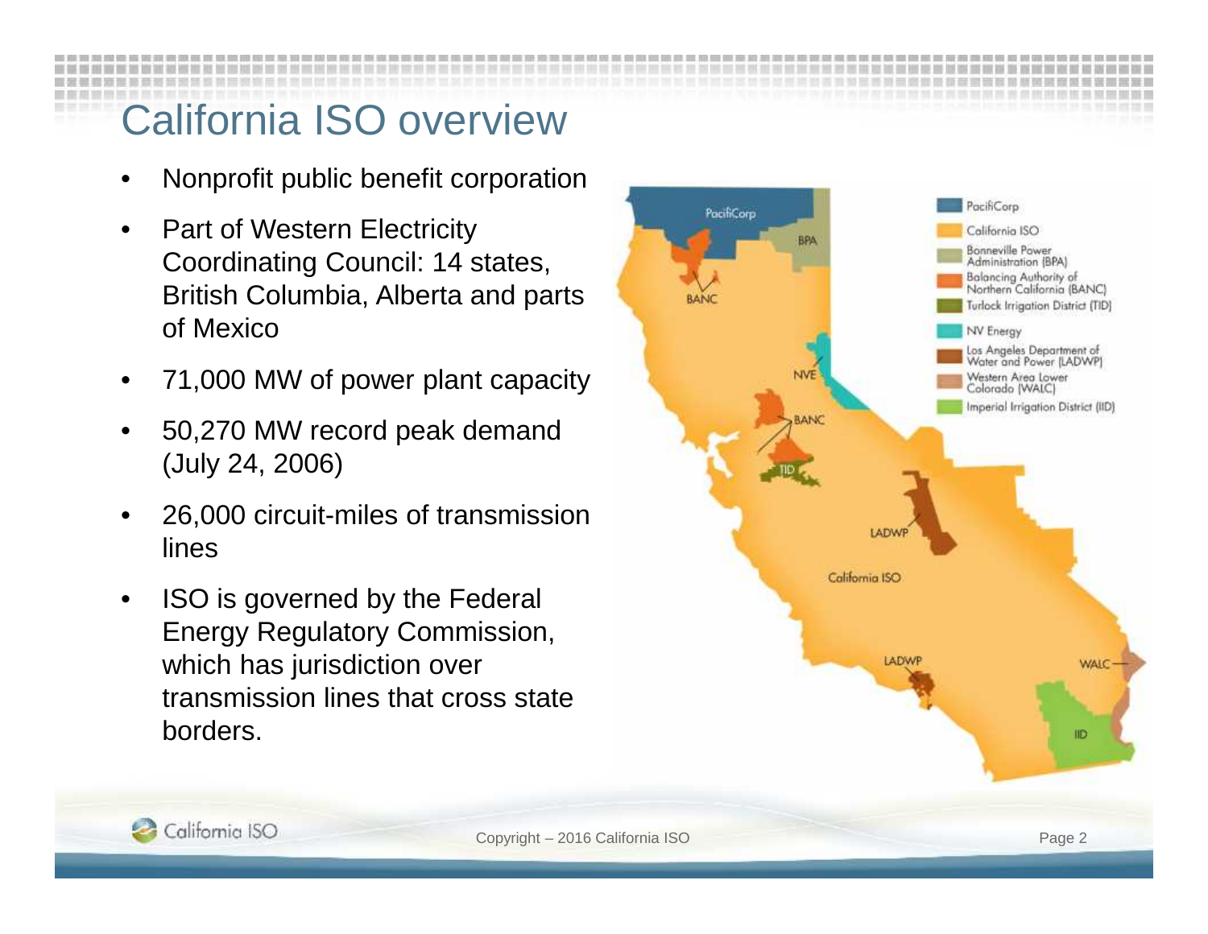# California ISO overview

- Nonprofit public benefit corporation
- Part of Western Electricity Coordinating Council: 14 states, British Columbia, Alberta and parts of Mexico
- 71,000 MW of power plant capacity
- 50,270 MW record peak demand (July 24, 2006)
- 26,000 circuit-miles of transmission lines
- ISO is governed by the Federal Energy Regulatory Commission, which has jurisdiction over transmission lines that cross state borders.

PacifiCorp
California ISO
Bonneville Power Administration (BPA)
Balancing Authority of Northern California (BANC)
Turlock Irrigation District (TID)
NV Energy
Los Angeles Department of Water and Power (LADWP)
Western Area Lower Colorado (WALC)
Imperial Irrigation District (IID)

PacifiCorp
BPA
BANC
NVE
BANC
TID
LADWP
California ISO
LADWP
WALC
IID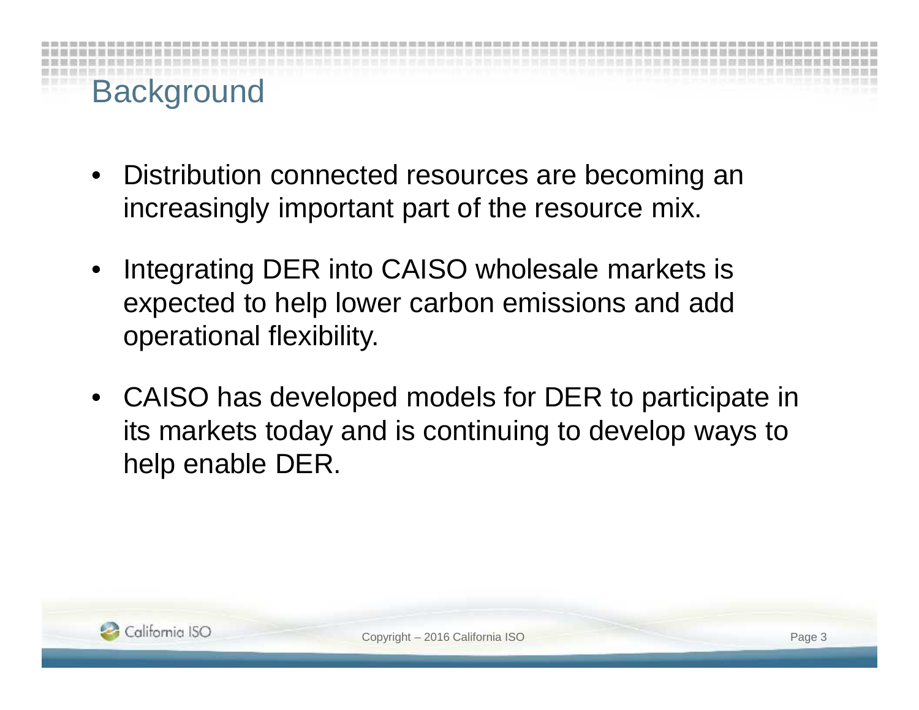# Background

- Distribution connected resources are becoming an increasingly important part of the resource mix.
- Integrating DER into CAISO wholesale markets is expected to help lower carbon emissions and add operational flexibility.
- CAISO has developed models for DER to participate in its markets today and is continuing to develop ways to help enable DER.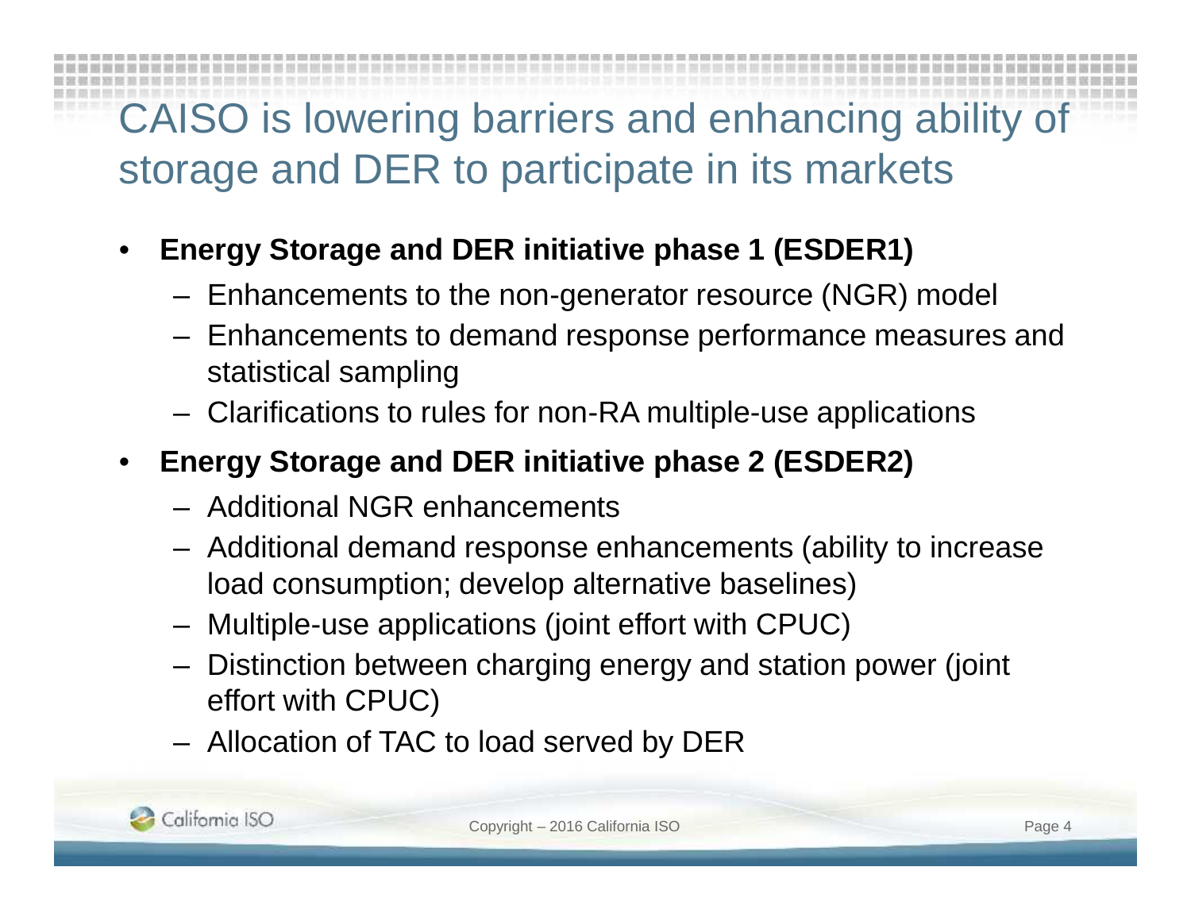# CAISO is lowering barriers and enhancing ability of storage and DER to participate in its markets

- **Energy Storage and DER initiative phase 1 (ESDER1)**
  - Enhancements to the non-generator resource (NGR) model
  - Enhancements to demand response performance measures and statistical sampling
  - Clarifications to rules for non-RA multiple-use applications
- **Energy Storage and DER initiative phase 2 (ESDER2)**
  - Additional NGR enhancements
  - Additional demand response enhancements (ability to increase load consumption; develop alternative baselines)
  - Multiple-use applications (joint effort with CPUC)
  - Distinction between charging energy and station power (joint effort with CPUC)
  - Allocation of TAC to load served by DER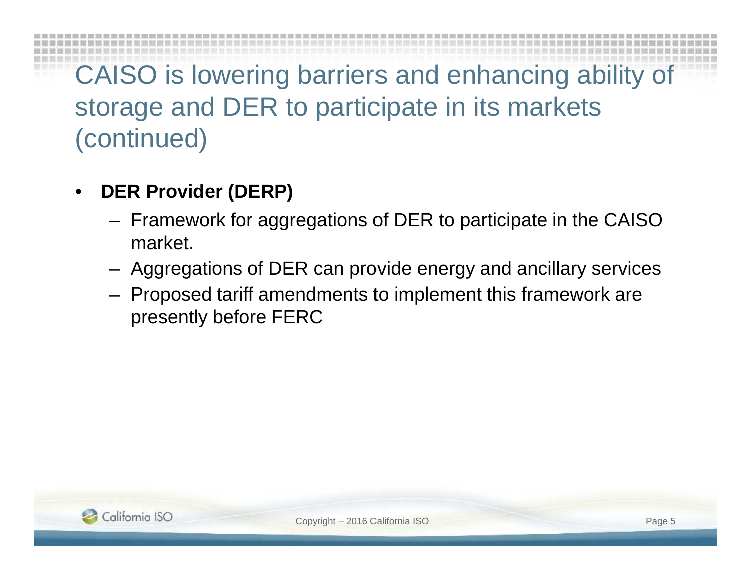# CAISO is lowering barriers and enhancing ability of storage and DER to participate in its markets (continued)

- **DER Provider (DERP)**
  - Framework for aggregations of DER to participate in the CAISO market.
  - Aggregations of DER can provide energy and ancillary services
  - Proposed tariff amendments to implement this framework are presently before FERC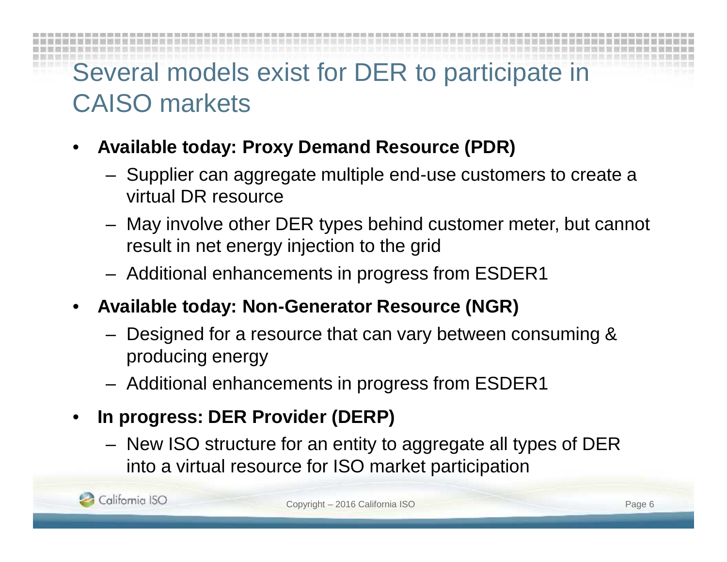# Several models exist for DER to participate in CAISO markets

- **Available today: Proxy Demand Resource (PDR)**
  - Supplier can aggregate multiple end-use customers to create a virtual DR resource
  - May involve other DER types behind customer meter, but cannot result in net energy injection to the grid
  - Additional enhancements in progress from ESDER1
- **Available today: Non-Generator Resource (NGR)**
  - Designed for a resource that can vary between consuming & producing energy
  - Additional enhancements in progress from ESDER1
- **In progress: DER Provider (DERP)**
  - New ISO structure for an entity to aggregate all types of DER into a virtual resource for ISO market participation